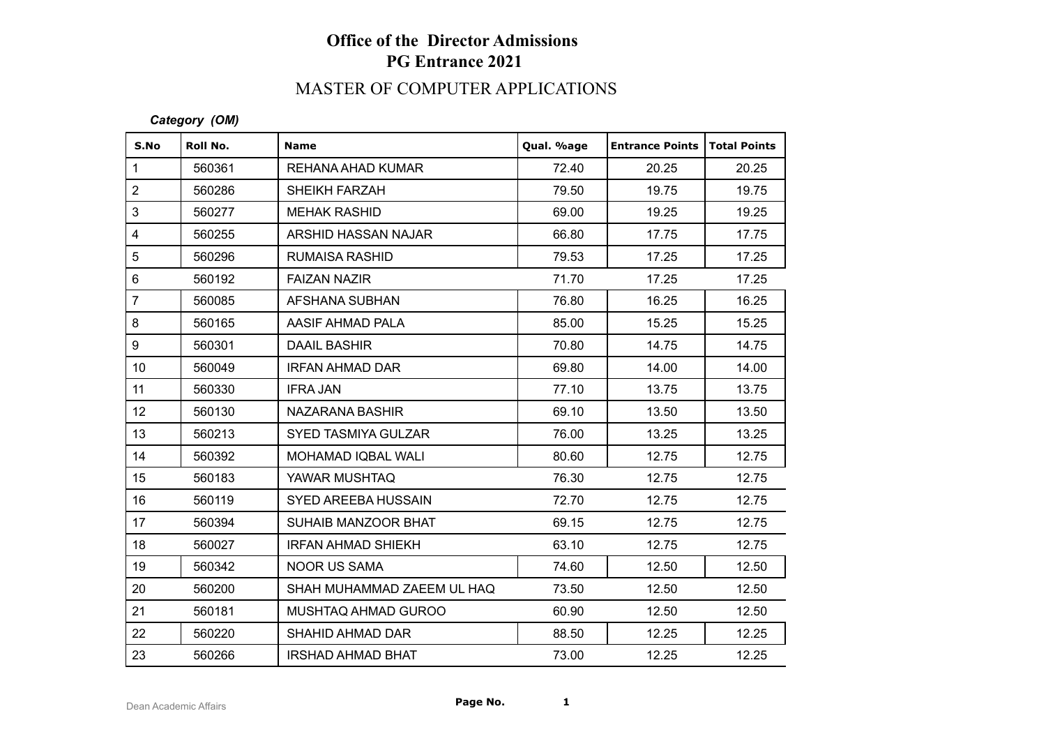# Office of the Director Admissions
## PG Entrance 2021

### MASTER OF COMPUTER APPLICATIONS

***Category (OM)***

| S.No | Roll No. | Name | Qual. %age | Entrance Points | Total Points |
|---|---|---|---|---|---|
| 1 | 560361 | REHANA AHAD KUMAR | 72.40 | 20.25 | 20.25 |
| 2 | 560286 | SHEIKH FARZAH | 79.50 | 19.75 | 19.75 |
| 3 | 560277 | MEHAK RASHID | 69.00 | 19.25 | 19.25 |
| 4 | 560255 | ARSHID HASSAN NAJAR | 66.80 | 17.75 | 17.75 |
| 5 | 560296 | RUMAISA RASHID | 79.53 | 17.25 | 17.25 |
| 6 | 560192 | FAIZAN NAZIR | 71.70 | 17.25 | 17.25 |
| 7 | 560085 | AFSHANA SUBHAN | 76.80 | 16.25 | 16.25 |
| 8 | 560165 | AASIF AHMAD PALA | 85.00 | 15.25 | 15.25 |
| 9 | 560301 | DAAIL BASHIR | 70.80 | 14.75 | 14.75 |
| 10 | 560049 | IRFAN AHMAD DAR | 69.80 | 14.00 | 14.00 |
| 11 | 560330 | IFRA JAN | 77.10 | 13.75 | 13.75 |
| 12 | 560130 | NAZARANA BASHIR | 69.10 | 13.50 | 13.50 |
| 13 | 560213 | SYED TASMIYA GULZAR | 76.00 | 13.25 | 13.25 |
| 14 | 560392 | MOHAMAD IQBAL WALI | 80.60 | 12.75 | 12.75 |
| 15 | 560183 | YAWAR MUSHTAQ | 76.30 | 12.75 | 12.75 |
| 16 | 560119 | SYED AREEBA HUSSAIN | 72.70 | 12.75 | 12.75 |
| 17 | 560394 | SUHAIB MANZOOR BHAT | 69.15 | 12.75 | 12.75 |
| 18 | 560027 | IRFAN AHMAD SHIEKH | 63.10 | 12.75 | 12.75 |
| 19 | 560342 | NOOR US SAMA | 74.60 | 12.50 | 12.50 |
| 20 | 560200 | SHAH MUHAMMAD ZAEEM UL HAQ | 73.50 | 12.50 | 12.50 |
| 21 | 560181 | MUSHTAQ AHMAD GUROO | 60.90 | 12.50 | 12.50 |
| 22 | 560220 | SHAHID AHMAD DAR | 88.50 | 12.25 | 12.25 |
| 23 | 560266 | IRSHAD AHMAD BHAT | 73.00 | 12.25 | 12.25 |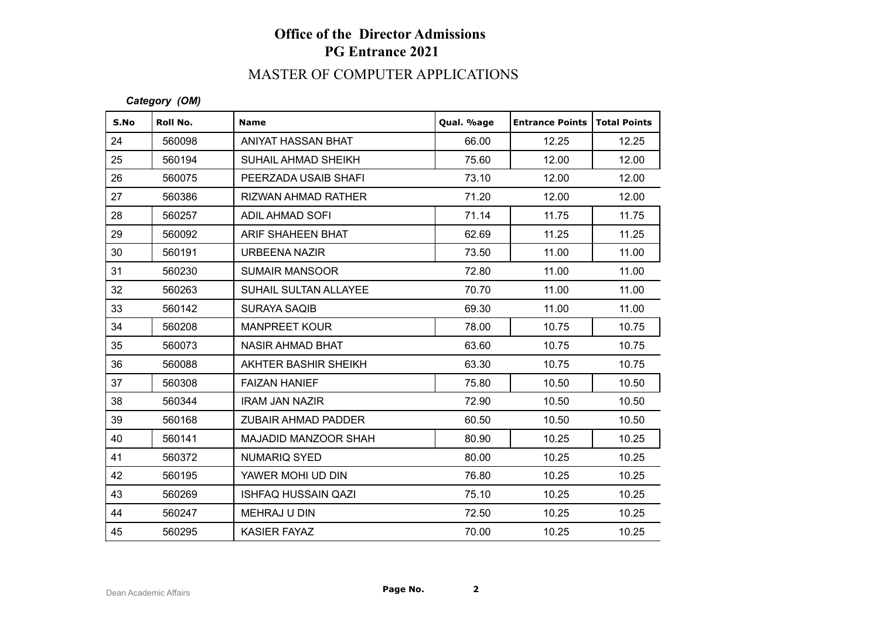# Office of the Director Admissions
## PG Entrance 2021
## MASTER OF COMPUTER APPLICATIONS

*Category (OM)*

| S.No | Roll No. | Name | Qual. %age | Entrance Points | Total Points |
|---|---|---|---|---|---|
| 24 | 560098 | ANIYAT HASSAN BHAT | 66.00 | 12.25 | 12.25 |
| 25 | 560194 | SUHAIL AHMAD SHEIKH | 75.60 | 12.00 | 12.00 |
| 26 | 560075 | PEERZADA USAIB SHAFI | 73.10 | 12.00 | 12.00 |
| 27 | 560386 | RIZWAN AHMAD RATHER | 71.20 | 12.00 | 12.00 |
| 28 | 560257 | ADIL AHMAD SOFI | 71.14 | 11.75 | 11.75 |
| 29 | 560092 | ARIF SHAHEEN BHAT | 62.69 | 11.25 | 11.25 |
| 30 | 560191 | URBEENA NAZIR | 73.50 | 11.00 | 11.00 |
| 31 | 560230 | SUMAIR MANSOOR | 72.80 | 11.00 | 11.00 |
| 32 | 560263 | SUHAIL SULTAN ALLAYEE | 70.70 | 11.00 | 11.00 |
| 33 | 560142 | SURAYA SAQIB | 69.30 | 11.00 | 11.00 |
| 34 | 560208 | MANPREET KOUR | 78.00 | 10.75 | 10.75 |
| 35 | 560073 | NASIR AHMAD BHAT | 63.60 | 10.75 | 10.75 |
| 36 | 560088 | AKHTER BASHIR SHEIKH | 63.30 | 10.75 | 10.75 |
| 37 | 560308 | FAIZAN HANIEF | 75.80 | 10.50 | 10.50 |
| 38 | 560344 | IRAM JAN NAZIR | 72.90 | 10.50 | 10.50 |
| 39 | 560168 | ZUBAIR AHMAD PADDER | 60.50 | 10.50 | 10.50 |
| 40 | 560141 | MAJADID MANZOOR SHAH | 80.90 | 10.25 | 10.25 |
| 41 | 560372 | NUMARIQ SYED | 80.00 | 10.25 | 10.25 |
| 42 | 560195 | YAWER MOHI UD DIN | 76.80 | 10.25 | 10.25 |
| 43 | 560269 | ISHFAQ HUSSAIN QAZI | 75.10 | 10.25 | 10.25 |
| 44 | 560247 | MEHRAJ U DIN | 72.50 | 10.25 | 10.25 |
| 45 | 560295 | KASIER FAYAZ | 70.00 | 10.25 | 10.25 |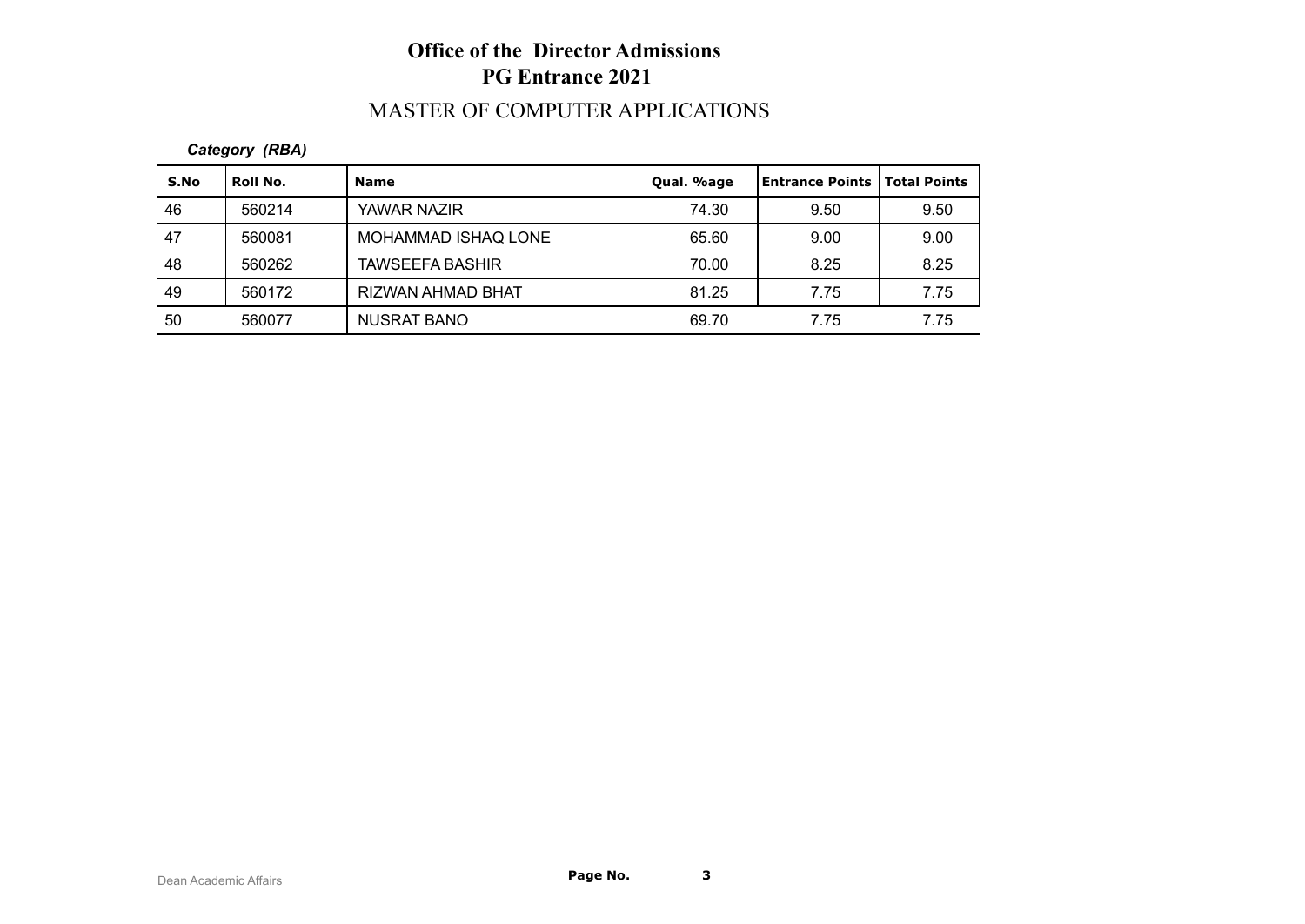# Office of the Director Admissions
## PG Entrance 2021

## MASTER OF COMPUTER APPLICATIONS

***Category (RBA)***

| S.No | Roll No. | Name | Qual. %age | Entrance Points | Total Points |
|---|---|---|---|---|---|
| 46 | 560214 | YAWAR NAZIR | 74.30 | 9.50 | 9.50 |
| 47 | 560081 | MOHAMMAD ISHAQ LONE | 65.60 | 9.00 | 9.00 |
| 48 | 560262 | TAWSEEFA BASHIR | 70.00 | 8.25 | 8.25 |
| 49 | 560172 | RIZWAN AHMAD BHAT | 81.25 | 7.75 | 7.75 |
| 50 | 560077 | NUSRAT BANO | 69.70 | 7.75 | 7.75 |

Dean Academic Affairs